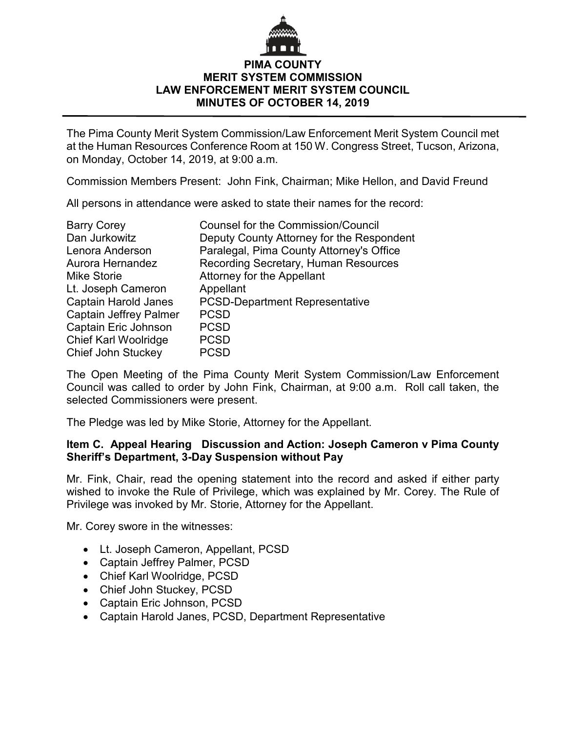# PIMA COUNTY
# MERIT SYSTEM COMMISSION
# LAW ENFORCEMENT MERIT SYSTEM COUNCIL
# MINUTES OF OCTOBER 14, 2019

The Pima County Merit System Commission/Law Enforcement Merit System Council met at the Human Resources Conference Room at 150 W. Congress Street, Tucson, Arizona, on Monday, October 14, 2019, at 9:00 a.m.

Commission Members Present: John Fink, Chairman; Mike Hellon, and David Freund

All persons in attendance were asked to state their names for the record:

| | |
|---|---|
| Barry Corey | Counsel for the Commission/Council |
| Dan Jurkowitz | Deputy County Attorney for the Respondent |
| Lenora Anderson | Paralegal, Pima County Attorney's Office |
| Aurora Hernandez | Recording Secretary, Human Resources |
| Mike Storie | Attorney for the Appellant |
| Lt. Joseph Cameron | Appellant |
| Captain Harold Janes | PCSD-Department Representative |
| Captain Jeffrey Palmer | PCSD |
| Captain Eric Johnson | PCSD |
| Chief Karl Woolridge | PCSD |
| Chief John Stuckey | PCSD |

The Open Meeting of the Pima County Merit System Commission/Law Enforcement Council was called to order by John Fink, Chairman, at 9:00 a.m. Roll call taken, the selected Commissioners were present.

The Pledge was led by Mike Storie, Attorney for the Appellant.

**Item C. Appeal Hearing Discussion and Action: Joseph Cameron v Pima County Sheriff's Department, 3-Day Suspension without Pay**

Mr. Fink, Chair, read the opening statement into the record and asked if either party wished to invoke the Rule of Privilege, which was explained by Mr. Corey. The Rule of Privilege was invoked by Mr. Storie, Attorney for the Appellant.

Mr. Corey swore in the witnesses:

- Lt. Joseph Cameron, Appellant, PCSD
- Captain Jeffrey Palmer, PCSD
- Chief Karl Woolridge, PCSD
- Chief John Stuckey, PCSD
- Captain Eric Johnson, PCSD
- Captain Harold Janes, PCSD, Department Representative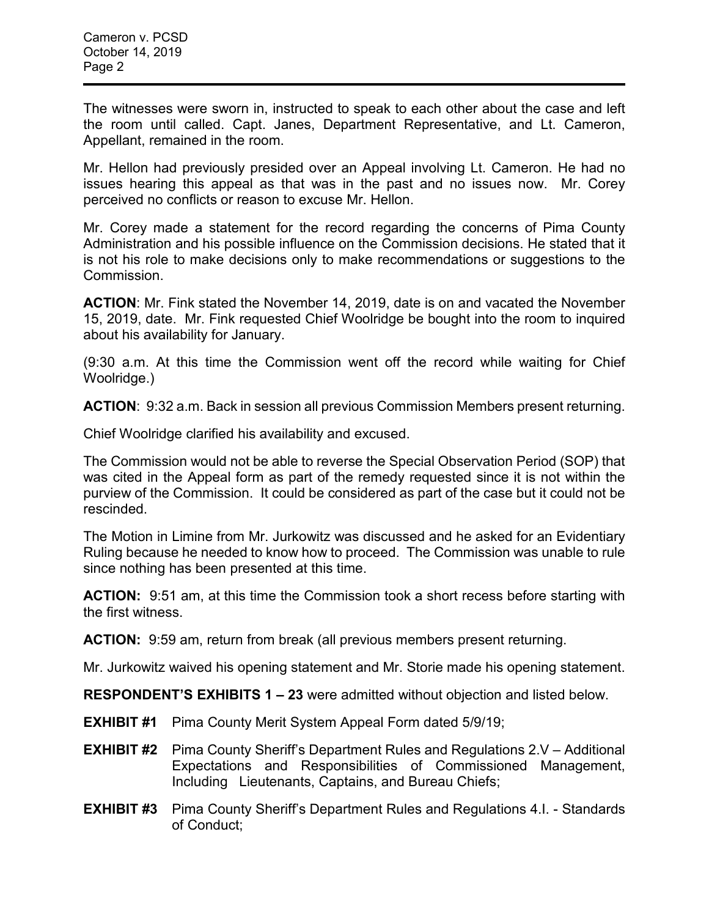The witnesses were sworn in, instructed to speak to each other about the case and left the room until called. Capt. Janes, Department Representative, and Lt. Cameron, Appellant, remained in the room.

Mr. Hellon had previously presided over an Appeal involving Lt. Cameron. He had no issues hearing this appeal as that was in the past and no issues now. Mr. Corey perceived no conflicts or reason to excuse Mr. Hellon.

Mr. Corey made a statement for the record regarding the concerns of Pima County Administration and his possible influence on the Commission decisions. He stated that it is not his role to make decisions only to make recommendations or suggestions to the Commission.

**ACTION**: Mr. Fink stated the November 14, 2019, date is on and vacated the November 15, 2019, date. Mr. Fink requested Chief Woolridge be bought into the room to inquired about his availability for January.

(9:30 a.m. At this time the Commission went off the record while waiting for Chief Woolridge.)

**ACTION**: 9:32 a.m. Back in session all previous Commission Members present returning.

Chief Woolridge clarified his availability and excused.

The Commission would not be able to reverse the Special Observation Period (SOP) that was cited in the Appeal form as part of the remedy requested since it is not within the purview of the Commission. It could be considered as part of the case but it could not be rescinded.

The Motion in Limine from Mr. Jurkowitz was discussed and he asked for an Evidentiary Ruling because he needed to know how to proceed. The Commission was unable to rule since nothing has been presented at this time.

**ACTION:** 9:51 am, at this time the Commission took a short recess before starting with the first witness.

**ACTION:** 9:59 am, return from break (all previous members present returning.

Mr. Jurkowitz waived his opening statement and Mr. Storie made his opening statement.

**RESPONDENT'S EXHIBITS 1 – 23** were admitted without objection and listed below.

**EXHIBIT #1** Pima County Merit System Appeal Form dated 5/9/19;

**EXHIBIT #2** Pima County Sheriff's Department Rules and Regulations 2.V – Additional Expectations and Responsibilities of Commissioned Management, Including Lieutenants, Captains, and Bureau Chiefs;

**EXHIBIT #3** Pima County Sheriff's Department Rules and Regulations 4.I. - Standards of Conduct;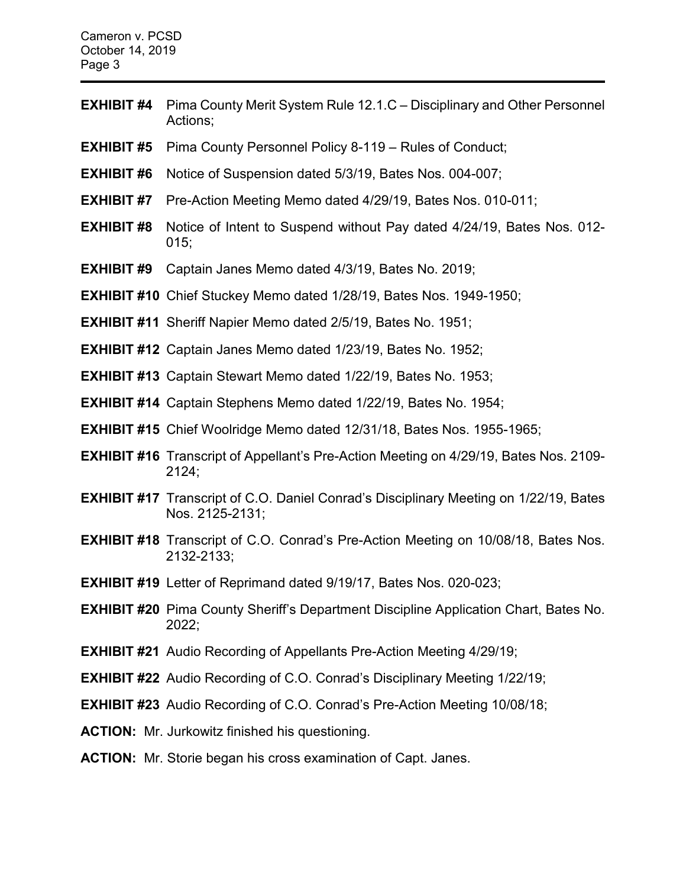**EXHIBIT #4** Pima County Merit System Rule 12.1.C – Disciplinary and Other Personnel Actions;

**EXHIBIT #5** Pima County Personnel Policy 8-119 – Rules of Conduct;

**EXHIBIT #6** Notice of Suspension dated 5/3/19, Bates Nos. 004-007;

**EXHIBIT #7** Pre-Action Meeting Memo dated 4/29/19, Bates Nos. 010-011;

**EXHIBIT #8** Notice of Intent to Suspend without Pay dated 4/24/19, Bates Nos. 012-015;

**EXHIBIT #9** Captain Janes Memo dated 4/3/19, Bates No. 2019;

**EXHIBIT #10** Chief Stuckey Memo dated 1/28/19, Bates Nos. 1949-1950;

**EXHIBIT #11** Sheriff Napier Memo dated 2/5/19, Bates No. 1951;

**EXHIBIT #12** Captain Janes Memo dated 1/23/19, Bates No. 1952;

**EXHIBIT #13** Captain Stewart Memo dated 1/22/19, Bates No. 1953;

**EXHIBIT #14** Captain Stephens Memo dated 1/22/19, Bates No. 1954;

**EXHIBIT #15** Chief Woolridge Memo dated 12/31/18, Bates Nos. 1955-1965;

**EXHIBIT #16** Transcript of Appellant's Pre-Action Meeting on 4/29/19, Bates Nos. 2109-2124;

**EXHIBIT #17** Transcript of C.O. Daniel Conrad's Disciplinary Meeting on 1/22/19, Bates Nos. 2125-2131;

**EXHIBIT #18** Transcript of C.O. Conrad's Pre-Action Meeting on 10/08/18, Bates Nos. 2132-2133;

**EXHIBIT #19** Letter of Reprimand dated 9/19/17, Bates Nos. 020-023;

**EXHIBIT #20** Pima County Sheriff's Department Discipline Application Chart, Bates No. 2022;

**EXHIBIT #21** Audio Recording of Appellants Pre-Action Meeting 4/29/19;

**EXHIBIT #22** Audio Recording of C.O. Conrad's Disciplinary Meeting 1/22/19;

**EXHIBIT #23** Audio Recording of C.O. Conrad's Pre-Action Meeting 10/08/18;

**ACTION:** Mr. Jurkowitz finished his questioning.

**ACTION:** Mr. Storie began his cross examination of Capt. Janes.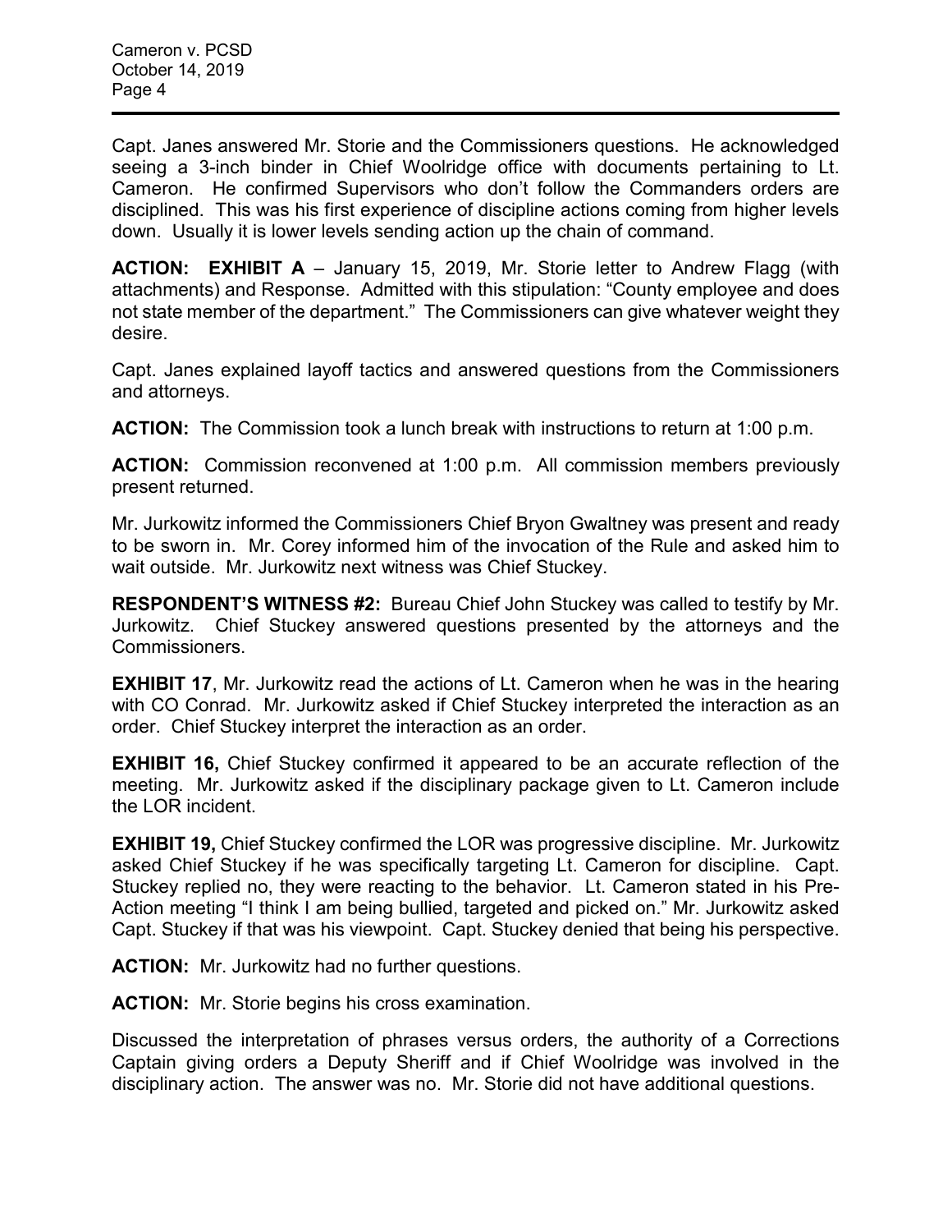Capt. Janes answered Mr. Storie and the Commissioners questions. He acknowledged seeing a 3-inch binder in Chief Woolridge office with documents pertaining to Lt. Cameron. He confirmed Supervisors who don't follow the Commanders orders are disciplined. This was his first experience of discipline actions coming from higher levels down. Usually it is lower levels sending action up the chain of command.

**ACTION: EXHIBIT A** – January 15, 2019, Mr. Storie letter to Andrew Flagg (with attachments) and Response. Admitted with this stipulation: "County employee and does not state member of the department." The Commissioners can give whatever weight they desire.

Capt. Janes explained layoff tactics and answered questions from the Commissioners and attorneys.

**ACTION:** The Commission took a lunch break with instructions to return at 1:00 p.m.

**ACTION:** Commission reconvened at 1:00 p.m. All commission members previously present returned.

Mr. Jurkowitz informed the Commissioners Chief Bryon Gwaltney was present and ready to be sworn in. Mr. Corey informed him of the invocation of the Rule and asked him to wait outside. Mr. Jurkowitz next witness was Chief Stuckey.

**RESPONDENT'S WITNESS #2:** Bureau Chief John Stuckey was called to testify by Mr. Jurkowitz. Chief Stuckey answered questions presented by the attorneys and the Commissioners.

**EXHIBIT 17**, Mr. Jurkowitz read the actions of Lt. Cameron when he was in the hearing with CO Conrad. Mr. Jurkowitz asked if Chief Stuckey interpreted the interaction as an order. Chief Stuckey interpret the interaction as an order.

**EXHIBIT 16,** Chief Stuckey confirmed it appeared to be an accurate reflection of the meeting. Mr. Jurkowitz asked if the disciplinary package given to Lt. Cameron include the LOR incident.

**EXHIBIT 19,** Chief Stuckey confirmed the LOR was progressive discipline. Mr. Jurkowitz asked Chief Stuckey if he was specifically targeting Lt. Cameron for discipline. Capt. Stuckey replied no, they were reacting to the behavior. Lt. Cameron stated in his Pre-Action meeting "I think I am being bullied, targeted and picked on." Mr. Jurkowitz asked Capt. Stuckey if that was his viewpoint. Capt. Stuckey denied that being his perspective.

**ACTION:** Mr. Jurkowitz had no further questions.

**ACTION:** Mr. Storie begins his cross examination.

Discussed the interpretation of phrases versus orders, the authority of a Corrections Captain giving orders a Deputy Sheriff and if Chief Woolridge was involved in the disciplinary action. The answer was no. Mr. Storie did not have additional questions.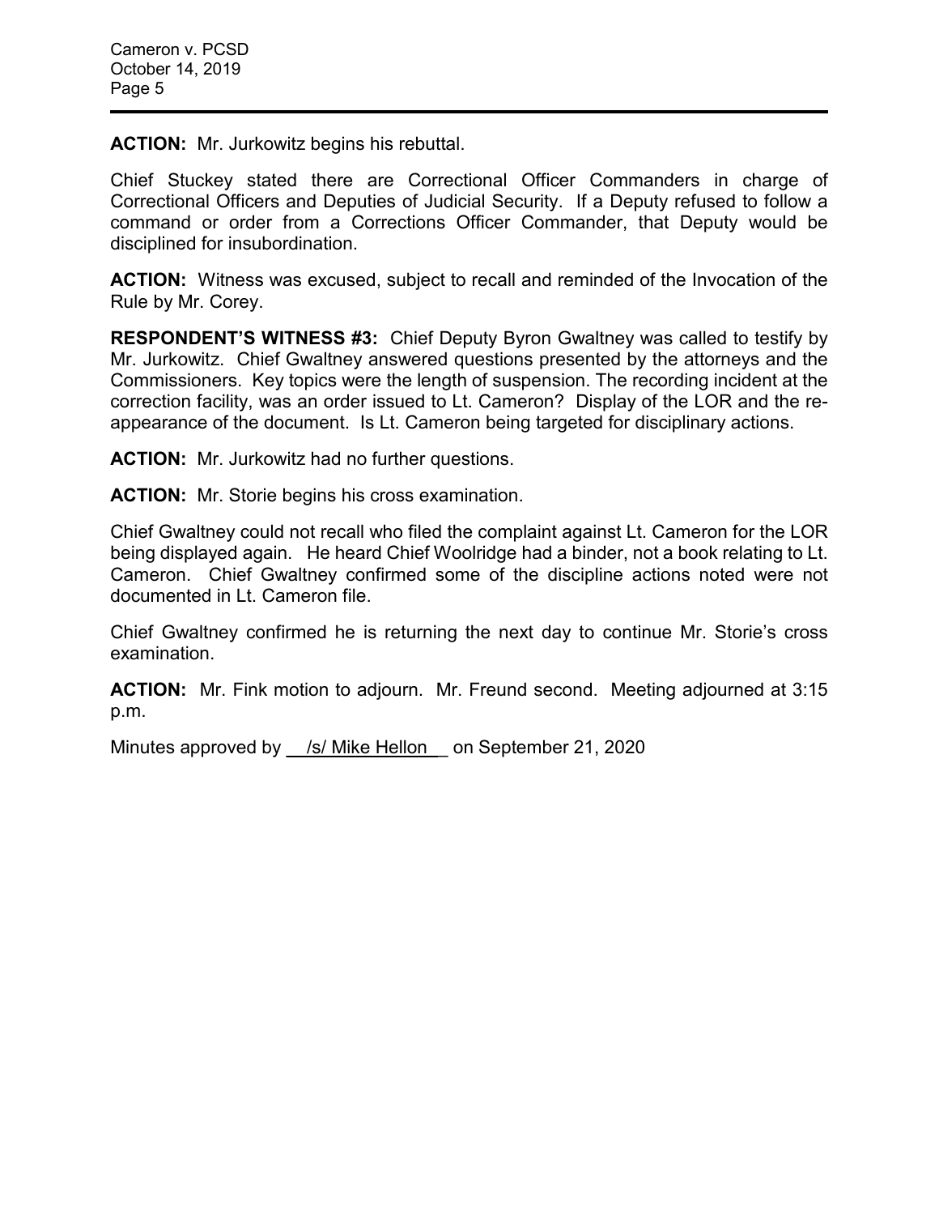**ACTION:** Mr. Jurkowitz begins his rebuttal.

Chief Stuckey stated there are Correctional Officer Commanders in charge of Correctional Officers and Deputies of Judicial Security. If a Deputy refused to follow a command or order from a Corrections Officer Commander, that Deputy would be disciplined for insubordination.

**ACTION:** Witness was excused, subject to recall and reminded of the Invocation of the Rule by Mr. Corey.

**RESPONDENT'S WITNESS #3:** Chief Deputy Byron Gwaltney was called to testify by Mr. Jurkowitz. Chief Gwaltney answered questions presented by the attorneys and the Commissioners. Key topics were the length of suspension. The recording incident at the correction facility, was an order issued to Lt. Cameron? Display of the LOR and the re-appearance of the document. Is Lt. Cameron being targeted for disciplinary actions.

**ACTION:** Mr. Jurkowitz had no further questions.

**ACTION:** Mr. Storie begins his cross examination.

Chief Gwaltney could not recall who filed the complaint against Lt. Cameron for the LOR being displayed again. He heard Chief Woolridge had a binder, not a book relating to Lt. Cameron. Chief Gwaltney confirmed some of the discipline actions noted were not documented in Lt. Cameron file.

Chief Gwaltney confirmed he is returning the next day to continue Mr. Storie's cross examination.

**ACTION:** Mr. Fink motion to adjourn. Mr. Freund second. Meeting adjourned at 3:15 p.m.

Minutes approved by __/s/ Mike Hellon__ on September 21, 2020